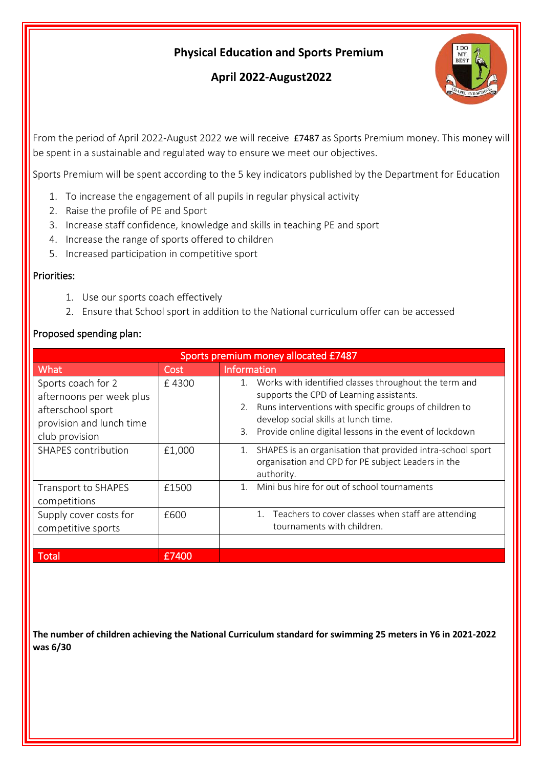# Physical Education and Sports Premium

## April 2022-August2022

From the period of April 2022-August 2022 we will receive £7487 as Sports Premium money. This money will be spent in a sustainable and regulated way to ensure we meet our objectives.

Sports Premium will be spent according to the 5 key indicators published by the Department for Education

1. To increase the engagement of all pupils in regular physical activity
2. Raise the profile of PE and Sport
3. Increase staff confidence, knowledge and skills in teaching PE and sport
4. Increase the range of sports offered to children
5. Increased participation in competitive sport

### Priorities:

1. Use our sports coach effectively
2. Ensure that School sport in addition to the National curriculum offer can be accessed

### Proposed spending plan:

| Sports premium money allocated £7487 | | |
|---|---|---|
| What | Cost | Information |
| Sports coach for 2 afternoons per week plus afterschool sport provision and lunch time club provision | £ 4300 | 1. Works with identified classes throughout the term and supports the CPD of Learning assistants. 2. Runs interventions with specific groups of children to develop social skills at lunch time. 3. Provide online digital lessons in the event of lockdown |
| SHAPES contribution | £1,000 | 1. SHAPES is an organisation that provided intra-school sport organisation and CPD for PE subject Leaders in the authority. |
| Transport to SHAPES competitions | £1500 | 1. Mini bus hire for out of school tournaments |
| Supply cover costs for competitive sports | £600 | 1. Teachers to cover classes when staff are attending tournaments with children. |
| | | |
| Total | £7400 | |

**The number of children achieving the National Curriculum standard for swimming 25 meters in Y6 in 2021-2022 was 6/30**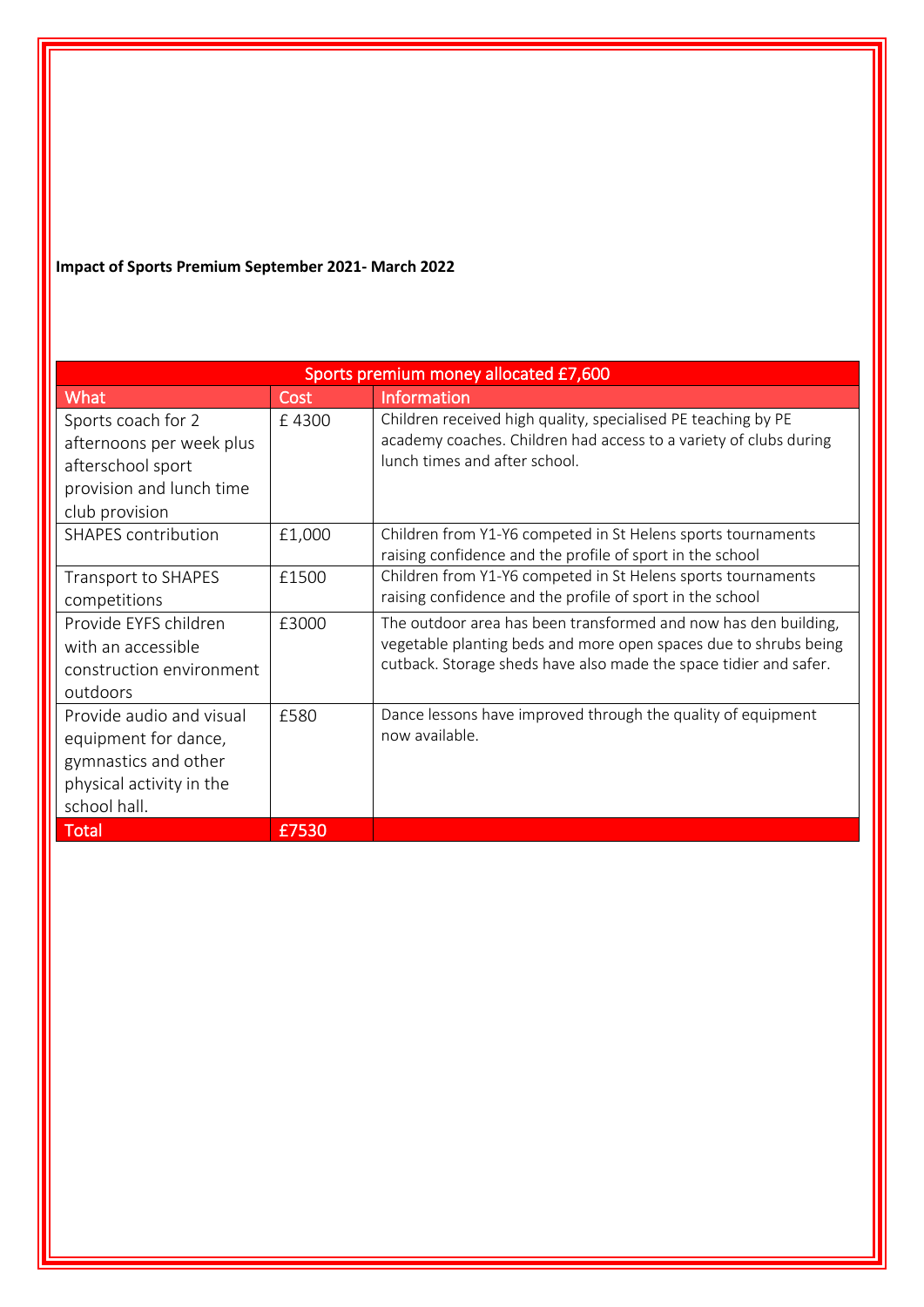**Impact of Sports Premium September 2021- March 2022**

| Sports premium money allocated £7,600 | | |
|---|---|---|
| What | Cost | Information |
| Sports coach for 2 afternoons per week plus afterschool sport provision and lunch time club provision | £ 4300 | Children received high quality, specialised PE teaching by PE academy coaches. Children had access to a variety of clubs during lunch times and after school. |
| SHAPES contribution | £1,000 | Children from Y1-Y6 competed in St Helens sports tournaments raising confidence and the profile of sport in the school |
| Transport to SHAPES competitions | £1500 | Children from Y1-Y6 competed in St Helens sports tournaments raising confidence and the profile of sport in the school |
| Provide EYFS children with an accessible construction environment outdoors | £3000 | The outdoor area has been transformed and now has den building, vegetable planting beds and more open spaces due to shrubs being cutback. Storage sheds have also made the space tidier and safer. |
| Provide audio and visual equipment for dance, gymnastics and other physical activity in the school hall. | £580 | Dance lessons have improved through the quality of equipment now available. |
| Total | £7530 | |